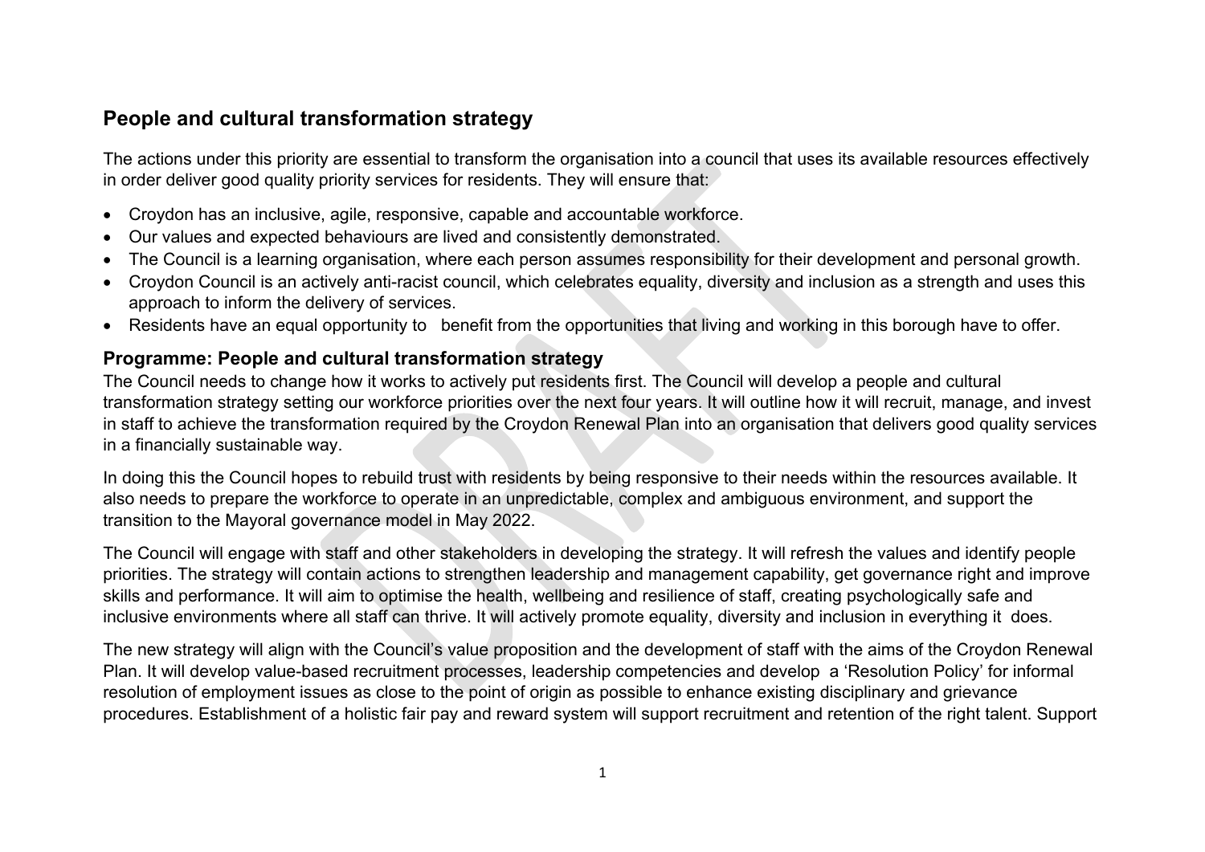## People and cultural transformation strategy

The actions under this priority are essential to transform the organisation into a council that uses its available resources effectively in order deliver good quality priority services for residents. They will ensure that:

- Croydon has an inclusive, agile, responsive, capable and accountable workforce.
- Our values and expected behaviours are lived and consistently demonstrated.
- The Council is a learning organisation, where each person assumes responsibility for their development and personal growth.
- Croydon Council is an actively anti-racist council, which celebrates equality, diversity and inclusion as a strength and uses this approach to inform the delivery of services.
- Residents have an equal opportunity to benefit from the opportunities that living and working in this borough have to offer.

### Programme: People and cultural transformation strategy

The Council needs to change how it works to actively put residents first. The Council will develop a people and cultural transformation strategy setting our workforce priorities over the next four years. It will outline how it will recruit, manage, and invest in staff to achieve the transformation required by the Croydon Renewal Plan into an organisation that delivers good quality services in a financially sustainable way.

In doing this the Council hopes to rebuild trust with residents by being responsive to their needs within the resources available. It also needs to prepare the workforce to operate in an unpredictable, complex and ambiguous environment, and support the transition to the Mayoral governance model in May 2022.

The Council will engage with staff and other stakeholders in developing the strategy. It will refresh the values and identify people priorities. The strategy will contain actions to strengthen leadership and management capability, get governance right and improve skills and performance. It will aim to optimise the health, wellbeing and resilience of staff, creating psychologically safe and inclusive environments where all staff can thrive. It will actively promote equality, diversity and inclusion in everything it does.

The new strategy will align with the Council's value proposition and the development of staff with the aims of the Croydon Renewal Plan. It will develop value-based recruitment processes, leadership competencies and develop a 'Resolution Policy' for informal resolution of employment issues as close to the point of origin as possible to enhance existing disciplinary and grievance procedures. Establishment of a holistic fair pay and reward system will support recruitment and retention of the right talent. Support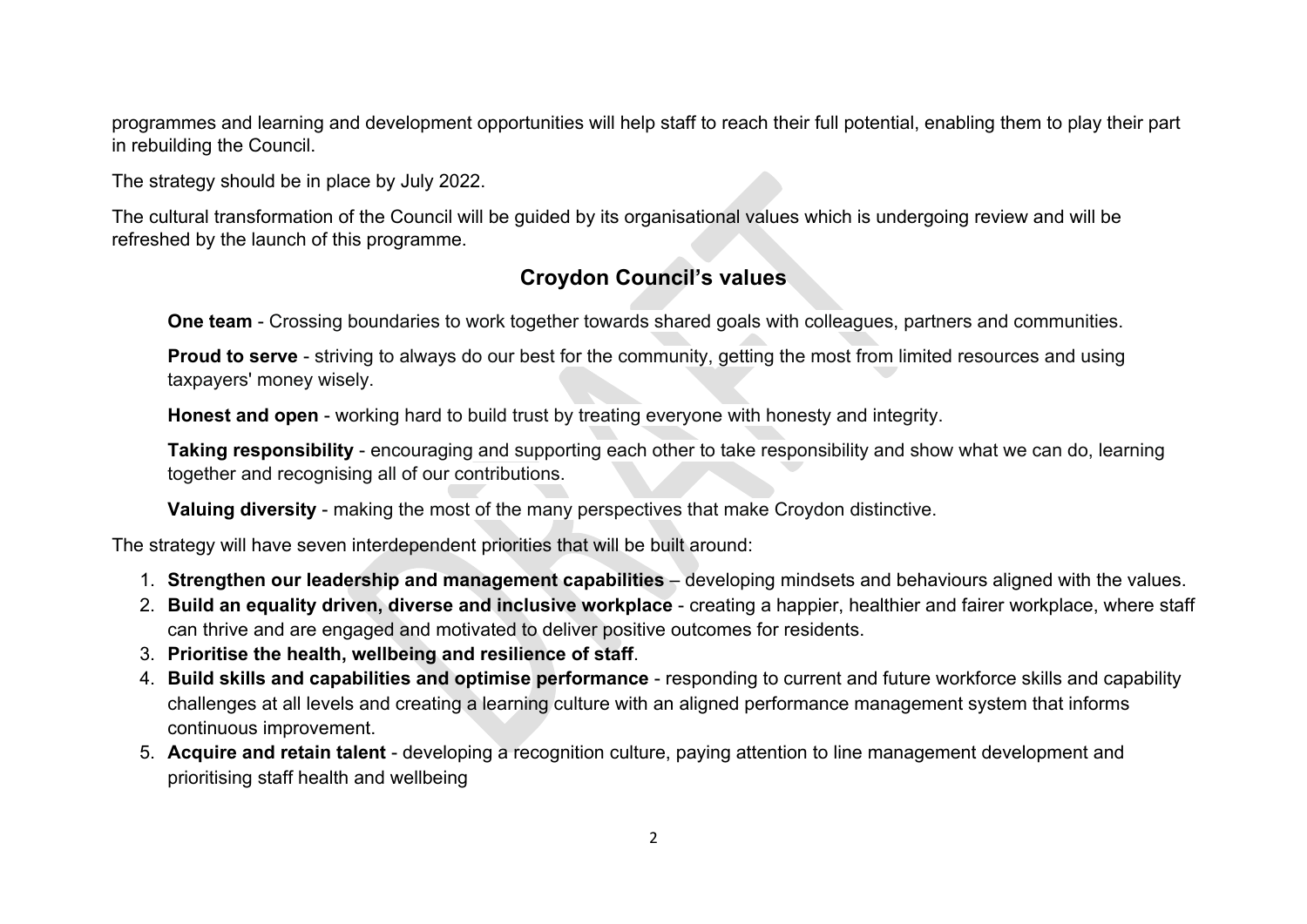programmes and learning and development opportunities will help staff to reach their full potential, enabling them to play their part in rebuilding the Council.

The strategy should be in place by July 2022.

The cultural transformation of the Council will be guided by its organisational values which is undergoing review and will be refreshed by the launch of this programme.

## Croydon Council's values

**One team** - Crossing boundaries to work together towards shared goals with colleagues, partners and communities.

**Proud to serve** - striving to always do our best for the community, getting the most from limited resources and using taxpayers' money wisely.

**Honest and open** - working hard to build trust by treating everyone with honesty and integrity.

**Taking responsibility** - encouraging and supporting each other to take responsibility and show what we can do, learning together and recognising all of our contributions.

**Valuing diversity** - making the most of the many perspectives that make Croydon distinctive.

The strategy will have seven interdependent priorities that will be built around:

1. **Strengthen our leadership and management capabilities** – developing mindsets and behaviours aligned with the values.
2. **Build an equality driven, diverse and inclusive workplace** - creating a happier, healthier and fairer workplace, where staff can thrive and are engaged and motivated to deliver positive outcomes for residents.
3. **Prioritise the health, wellbeing and resilience of staff**.
4. **Build skills and capabilities and optimise performance** - responding to current and future workforce skills and capability challenges at all levels and creating a learning culture with an aligned performance management system that informs continuous improvement.
5. **Acquire and retain talent** - developing a recognition culture, paying attention to line management development and prioritising staff health and wellbeing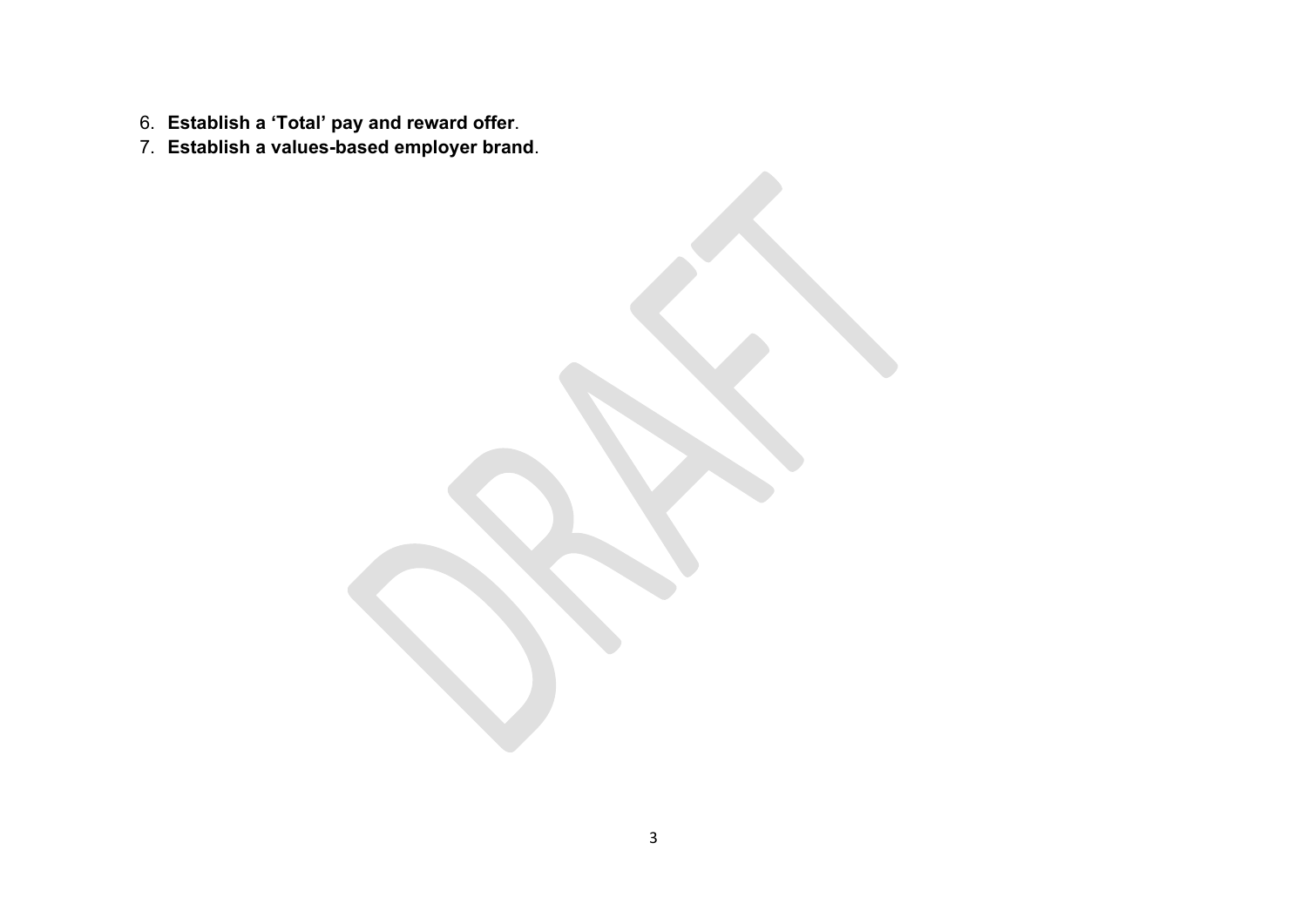6. **Establish a 'Total' pay and reward offer**.
7. **Establish a values-based employer brand**.